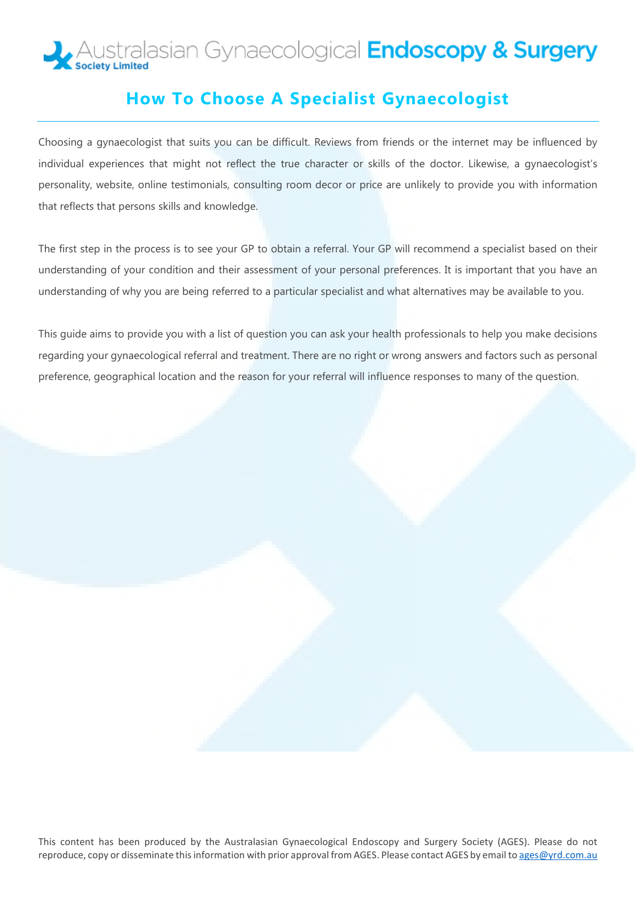Australasian Gynaecological **Endoscopy & Surgery** Society Limited

# How To Choose A Specialist Gynaecologist

Choosing a gynaecologist that suits you can be difficult. Reviews from friends or the internet may be influenced by individual experiences that might not reflect the true character or skills of the doctor. Likewise, a gynaecologist's personality, website, online testimonials, consulting room decor or price are unlikely to provide you with information that reflects that persons skills and knowledge.

The first step in the process is to see your GP to obtain a referral. Your GP will recommend a specialist based on their understanding of your condition and their assessment of your personal preferences. It is important that you have an understanding of why you are being referred to a particular specialist and what alternatives may be available to you.

This guide aims to provide you with a list of question you can ask your health professionals to help you make decisions regarding your gynaecological referral and treatment. There are no right or wrong answers and factors such as personal preference, geographical location and the reason for your referral will influence responses to many of the question.

This content has been produced by the Australasian Gynaecological Endoscopy and Surgery Society (AGES). Please do not reproduce, copy or disseminate this information with prior approval from AGES. Please contact AGES by email to ages@yrd.com.au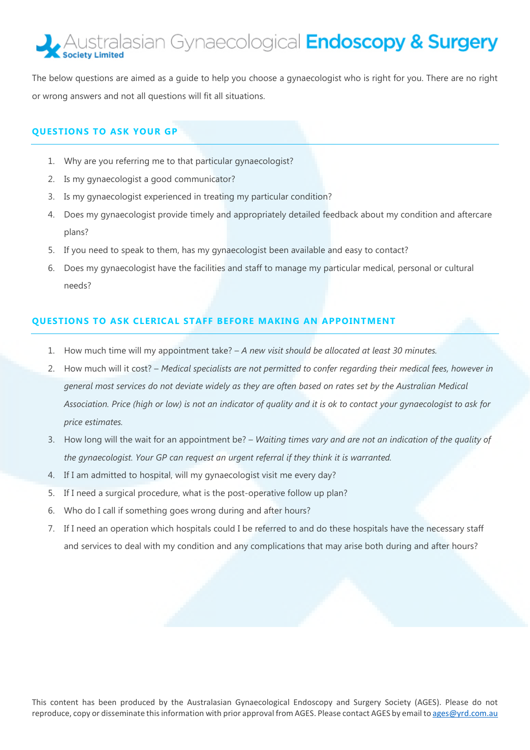# Australasian Gynaecological **Endoscopy & Surgery** Society Limited

The below questions are aimed as a guide to help you choose a gynaecologist who is right for you. There are no right or wrong answers and not all questions will fit all situations.

## QUESTIONS TO ASK YOUR GP

1. Why are you referring me to that particular gynaecologist?
2. Is my gynaecologist a good communicator?
3. Is my gynaecologist experienced in treating my particular condition?
4. Does my gynaecologist provide timely and appropriately detailed feedback about my condition and aftercare plans?
5. If you need to speak to them, has my gynaecologist been available and easy to contact?
6. Does my gynaecologist have the facilities and staff to manage my particular medical, personal or cultural needs?

## QUESTIONS TO ASK CLERICAL STAFF BEFORE MAKING AN APPOINTMENT

1. How much time will my appointment take? – *A new visit should be allocated at least 30 minutes.*
2. How much will it cost? – *Medical specialists are not permitted to confer regarding their medical fees, however in general most services do not deviate widely as they are often based on rates set by the Australian Medical Association. Price (high or low) is not an indicator of quality and it is ok to contact your gynaecologist to ask for price estimates.*
3. How long will the wait for an appointment be? – *Waiting times vary and are not an indication of the quality of the gynaecologist. Your GP can request an urgent referral if they think it is warranted.*
4. If I am admitted to hospital, will my gynaecologist visit me every day?
5. If I need a surgical procedure, what is the post-operative follow up plan?
6. Who do I call if something goes wrong during and after hours?
7. If I need an operation which hospitals could I be referred to and do these hospitals have the necessary staff and services to deal with my condition and any complications that may arise both during and after hours?

This content has been produced by the Australasian Gynaecological Endoscopy and Surgery Society (AGES). Please do not reproduce, copy or disseminate this information with prior approval from AGES. Please contact AGES by email to ages@yrd.com.au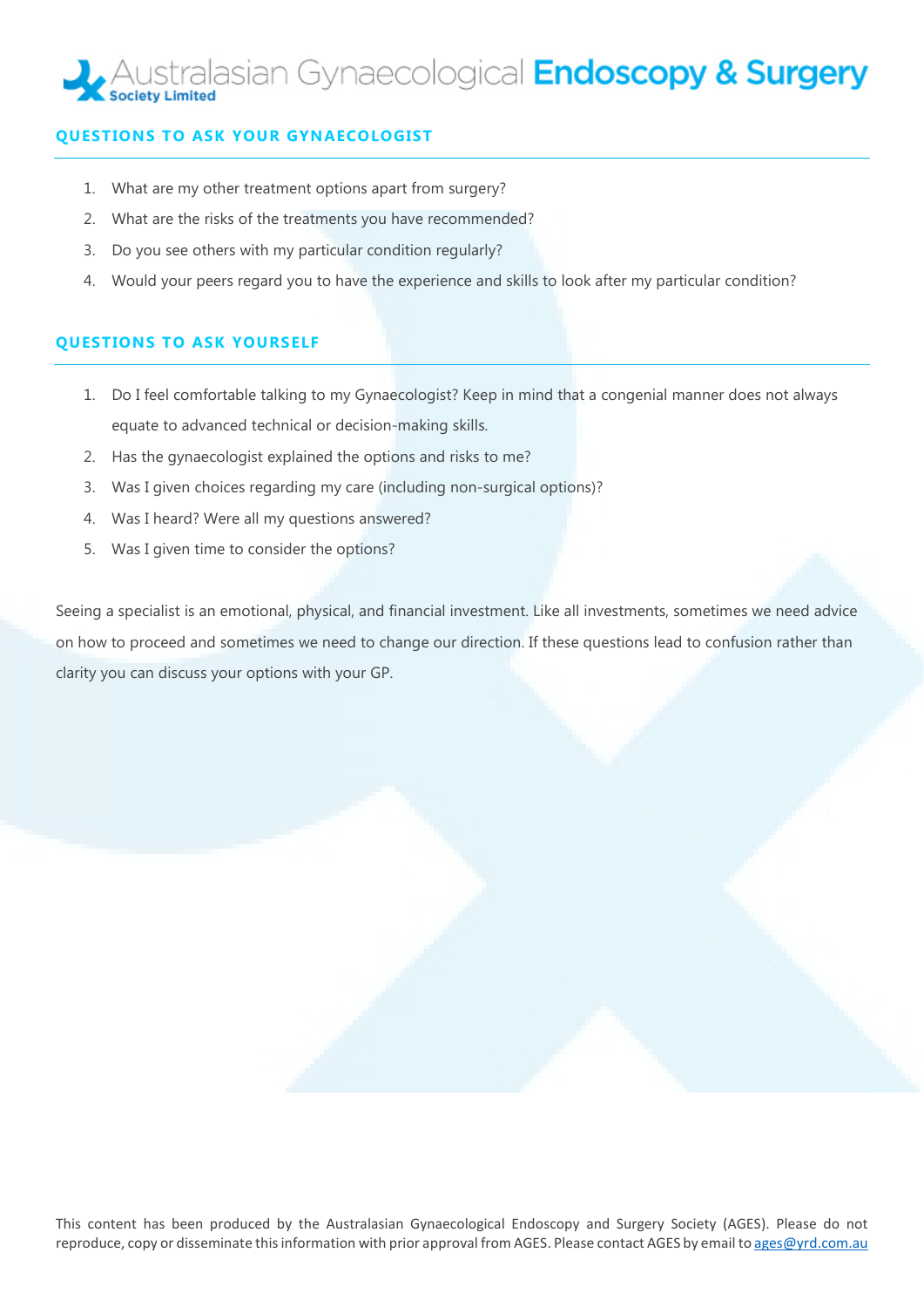## QUESTIONS TO ASK YOUR GYNAECOLOGIST

1. What are my other treatment options apart from surgery?
2. What are the risks of the treatments you have recommended?
3. Do you see others with my particular condition regularly?
4. Would your peers regard you to have the experience and skills to look after my particular condition?

## QUESTIONS TO ASK YOURSELF

1. Do I feel comfortable talking to my Gynaecologist? Keep in mind that a congenial manner does not always equate to advanced technical or decision-making skills.
2. Has the gynaecologist explained the options and risks to me?
3. Was I given choices regarding my care (including non-surgical options)?
4. Was I heard? Were all my questions answered?
5. Was I given time to consider the options?

Seeing a specialist is an emotional, physical, and financial investment. Like all investments, sometimes we need advice on how to proceed and sometimes we need to change our direction. If these questions lead to confusion rather than clarity you can discuss your options with your GP.

This content has been produced by the Australasian Gynaecological Endoscopy and Surgery Society (AGES). Please do not reproduce, copy or disseminate this information with prior approval from AGES. Please contact AGES by email to ages@yrd.com.au